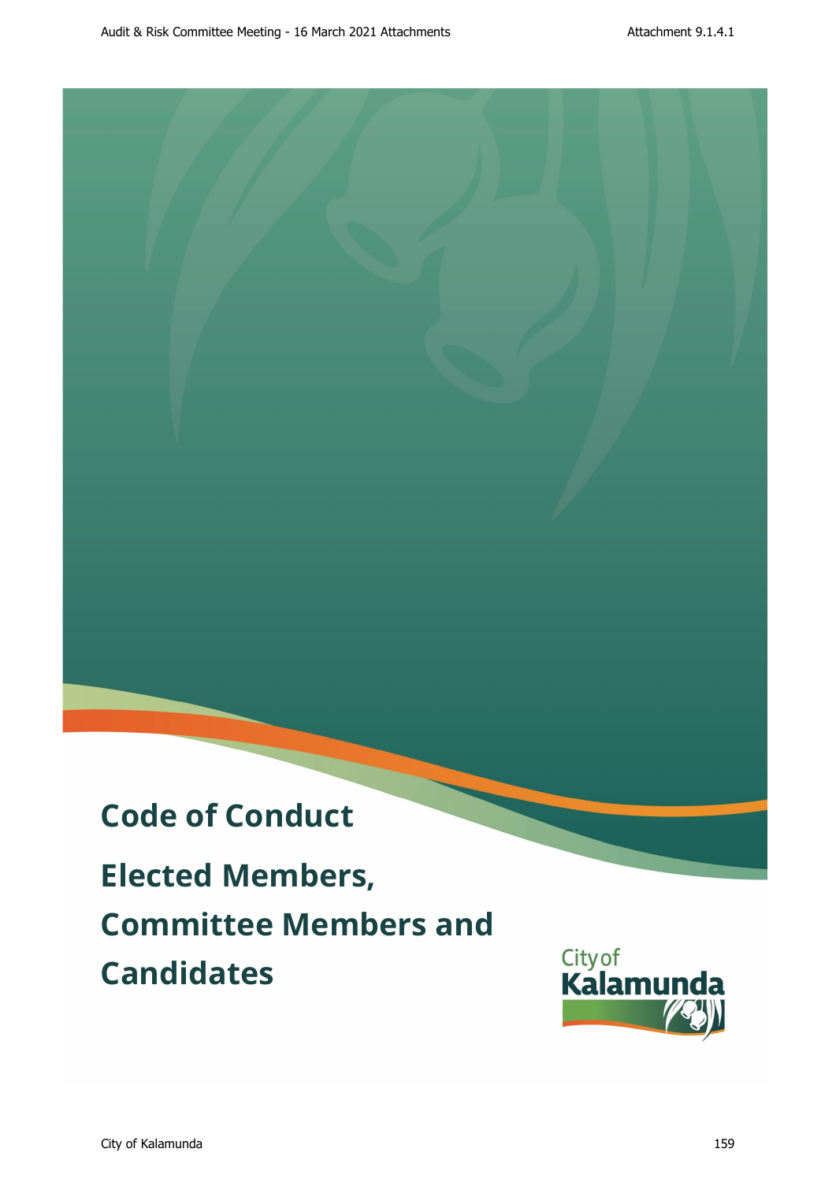# Code of Conduct

## Elected Members, Committee Members and Candidates

City of Kalamunda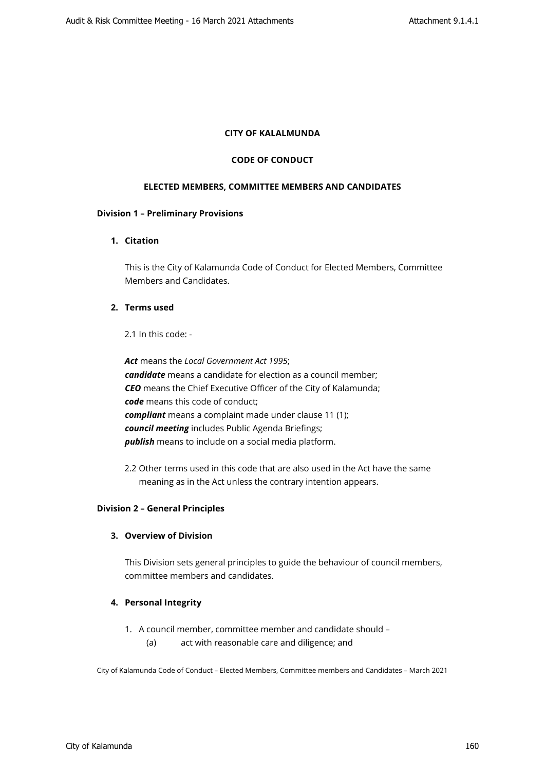**CITY OF KALALMUNDA**

**CODE OF CONDUCT**

**ELECTED MEMBERS, COMMITTEE MEMBERS AND CANDIDATES**

## Division 1 – Preliminary Provisions

### 1. Citation

This is the City of Kalamunda Code of Conduct for Elected Members, Committee Members and Candidates.

### 2. Terms used

2.1 In this code: -

***Act*** means the *Local Government Act 1995*;
***candidate*** means a candidate for election as a council member;
***CEO*** means the Chief Executive Officer of the City of Kalamunda;
***code*** means this code of conduct;
***compliant*** means a complaint made under clause 11 (1);
***council meeting*** includes Public Agenda Briefings;
***publish*** means to include on a social media platform.

2.2 Other terms used in this code that are also used in the Act have the same meaning as in the Act unless the contrary intention appears.

## Division 2 – General Principles

### 3. Overview of Division

This Division sets general principles to guide the behaviour of council members, committee members and candidates.

### 4. Personal Integrity

1. A council member, committee member and candidate should –
   (a) act with reasonable care and diligence; and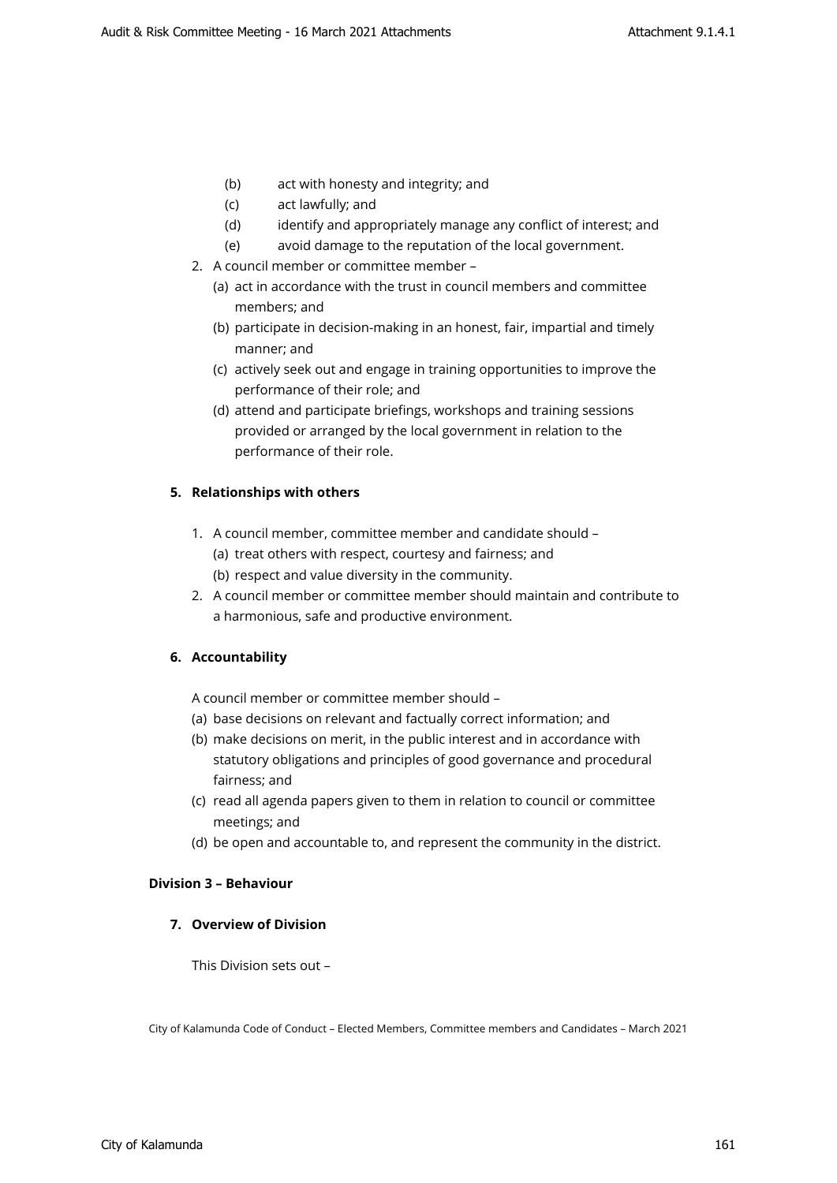(b) act with honesty and integrity; and

(c) act lawfully; and

(d) identify and appropriately manage any conflict of interest; and

(e) avoid damage to the reputation of the local government.

2. A council member or committee member –
   (a) act in accordance with the trust in council members and committee members; and
   (b) participate in decision-making in an honest, fair, impartial and timely manner; and
   (c) actively seek out and engage in training opportunities to improve the performance of their role; and
   (d) attend and participate briefings, workshops and training sessions provided or arranged by the local government in relation to the performance of their role.

**5. Relationships with others**

1. A council member, committee member and candidate should –
   (a) treat others with respect, courtesy and fairness; and
   (b) respect and value diversity in the community.
2. A council member or committee member should maintain and contribute to a harmonious, safe and productive environment.

**6. Accountability**

A council member or committee member should –

(a) base decisions on relevant and factually correct information; and

(b) make decisions on merit, in the public interest and in accordance with statutory obligations and principles of good governance and procedural fairness; and

(c) read all agenda papers given to them in relation to council or committee meetings; and

(d) be open and accountable to, and represent the community in the district.

**Division 3 – Behaviour**

**7. Overview of Division**

This Division sets out –

City of Kalamunda Code of Conduct – Elected Members, Committee members and Candidates – March 2021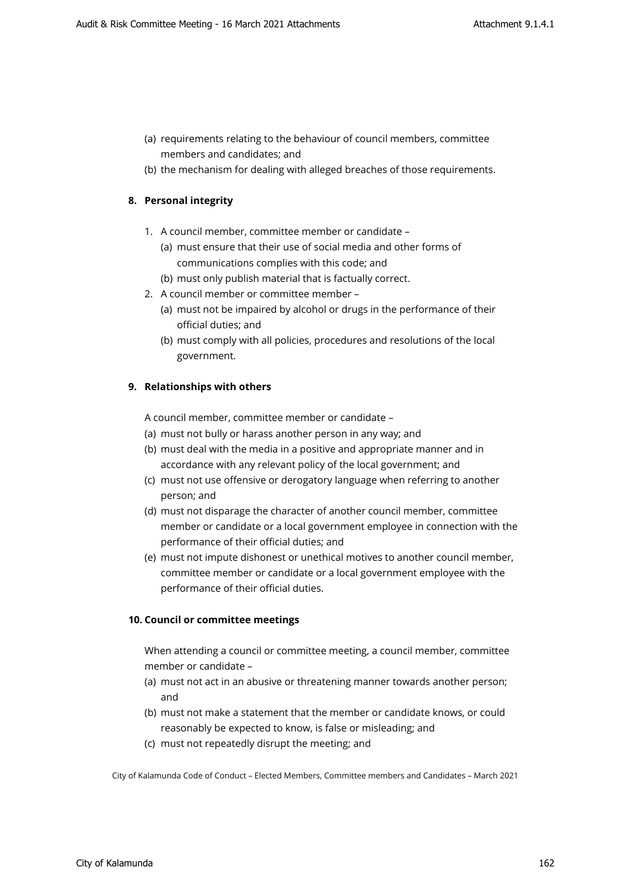(a) requirements relating to the behaviour of council members, committee members and candidates; and
(b) the mechanism for dealing with alleged breaches of those requirements.

**8. Personal integrity**

1. A council member, committee member or candidate –
   (a) must ensure that their use of social media and other forms of communications complies with this code; and
   (b) must only publish material that is factually correct.
2. A council member or committee member –
   (a) must not be impaired by alcohol or drugs in the performance of their official duties; and
   (b) must comply with all policies, procedures and resolutions of the local government.

**9. Relationships with others**

A council member, committee member or candidate –
(a) must not bully or harass another person in any way; and
(b) must deal with the media in a positive and appropriate manner and in accordance with any relevant policy of the local government; and
(c) must not use offensive or derogatory language when referring to another person; and
(d) must not disparage the character of another council member, committee member or candidate or a local government employee in connection with the performance of their official duties; and
(e) must not impute dishonest or unethical motives to another council member, committee member or candidate or a local government employee with the performance of their official duties.

**10. Council or committee meetings**

When attending a council or committee meeting, a council member, committee member or candidate –
(a) must not act in an abusive or threatening manner towards another person; and
(b) must not make a statement that the member or candidate knows, or could reasonably be expected to know, is false or misleading; and
(c) must not repeatedly disrupt the meeting; and

City of Kalamunda Code of Conduct – Elected Members, Committee members and Candidates – March 2021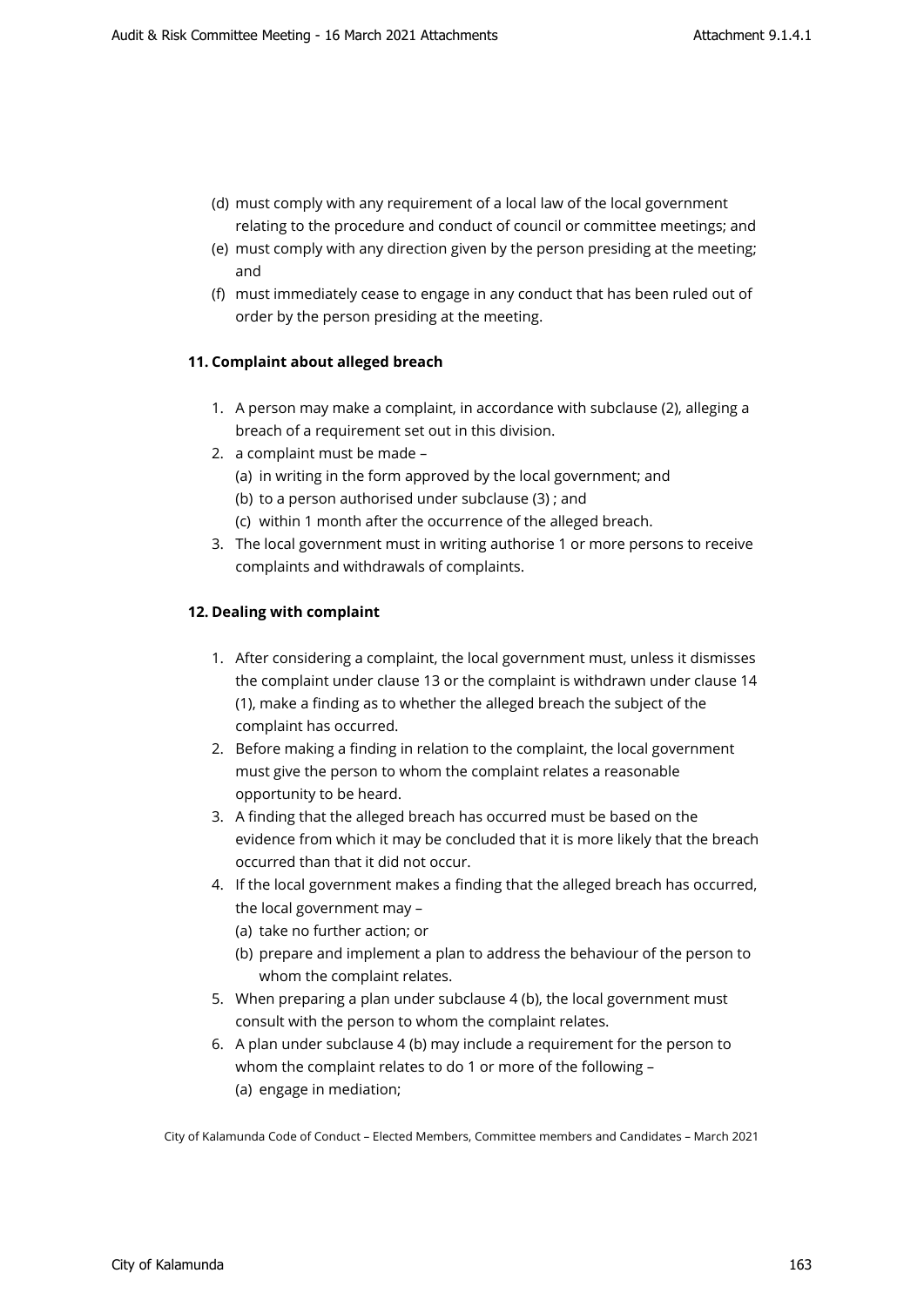(d) must comply with any requirement of a local law of the local government relating to the procedure and conduct of council or committee meetings; and

(e) must comply with any direction given by the person presiding at the meeting; and

(f) must immediately cease to engage in any conduct that has been ruled out of order by the person presiding at the meeting.

### 11. Complaint about alleged breach

1. A person may make a complaint, in accordance with subclause (2), alleging a breach of a requirement set out in this division.
2. a complaint must be made –
   (a) in writing in the form approved by the local government; and
   (b) to a person authorised under subclause (3) ; and
   (c) within 1 month after the occurrence of the alleged breach.
3. The local government must in writing authorise 1 or more persons to receive complaints and withdrawals of complaints.

### 12. Dealing with complaint

1. After considering a complaint, the local government must, unless it dismisses the complaint under clause 13 or the complaint is withdrawn under clause 14 (1), make a finding as to whether the alleged breach the subject of the complaint has occurred.
2. Before making a finding in relation to the complaint, the local government must give the person to whom the complaint relates a reasonable opportunity to be heard.
3. A finding that the alleged breach has occurred must be based on the evidence from which it may be concluded that it is more likely that the breach occurred than that it did not occur.
4. If the local government makes a finding that the alleged breach has occurred, the local government may –
   (a) take no further action; or
   (b) prepare and implement a plan to address the behaviour of the person to whom the complaint relates.
5. When preparing a plan under subclause 4 (b), the local government must consult with the person to whom the complaint relates.
6. A plan under subclause 4 (b) may include a requirement for the person to whom the complaint relates to do 1 or more of the following –
   (a) engage in mediation;

City of Kalamunda Code of Conduct – Elected Members, Committee members and Candidates – March 2021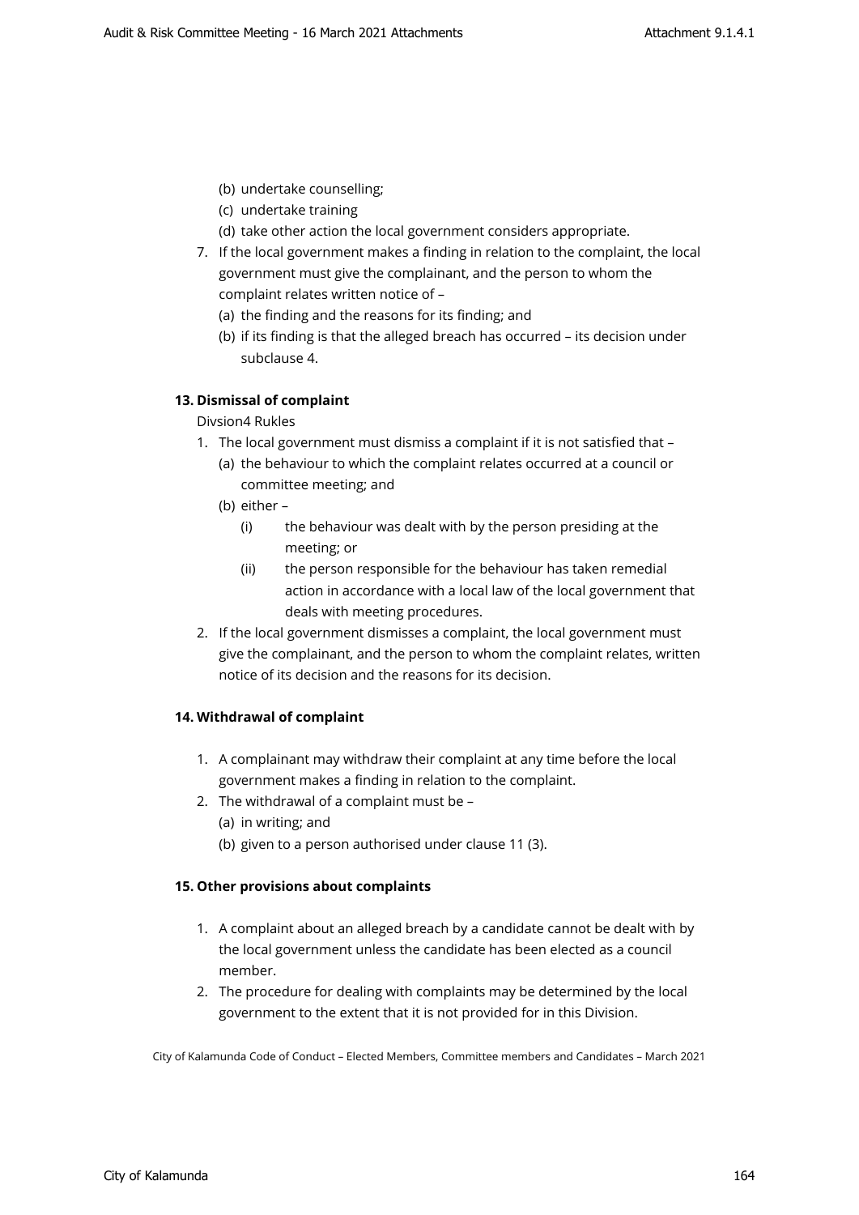(b) undertake counselling;
(c) undertake training
(d) take other action the local government considers appropriate.

7. If the local government makes a finding in relation to the complaint, the local government must give the complainant, and the person to whom the complaint relates written notice of –
   (a) the finding and the reasons for its finding; and
   (b) if its finding is that the alleged breach has occurred – its decision under subclause 4.

**13. Dismissal of complaint**

Divsion4 Rukles

1. The local government must dismiss a complaint if it is not satisfied that –
   (a) the behaviour to which the complaint relates occurred at a council or committee meeting; and
   (b) either –
      (i) the behaviour was dealt with by the person presiding at the meeting; or
      (ii) the person responsible for the behaviour has taken remedial action in accordance with a local law of the local government that deals with meeting procedures.
2. If the local government dismisses a complaint, the local government must give the complainant, and the person to whom the complaint relates, written notice of its decision and the reasons for its decision.

**14. Withdrawal of complaint**

1. A complainant may withdraw their complaint at any time before the local government makes a finding in relation to the complaint.
2. The withdrawal of a complaint must be –
   (a) in writing; and
   (b) given to a person authorised under clause 11 (3).

**15. Other provisions about complaints**

1. A complaint about an alleged breach by a candidate cannot be dealt with by the local government unless the candidate has been elected as a council member.
2. The procedure for dealing with complaints may be determined by the local government to the extent that it is not provided for in this Division.

City of Kalamunda Code of Conduct – Elected Members, Committee members and Candidates – March 2021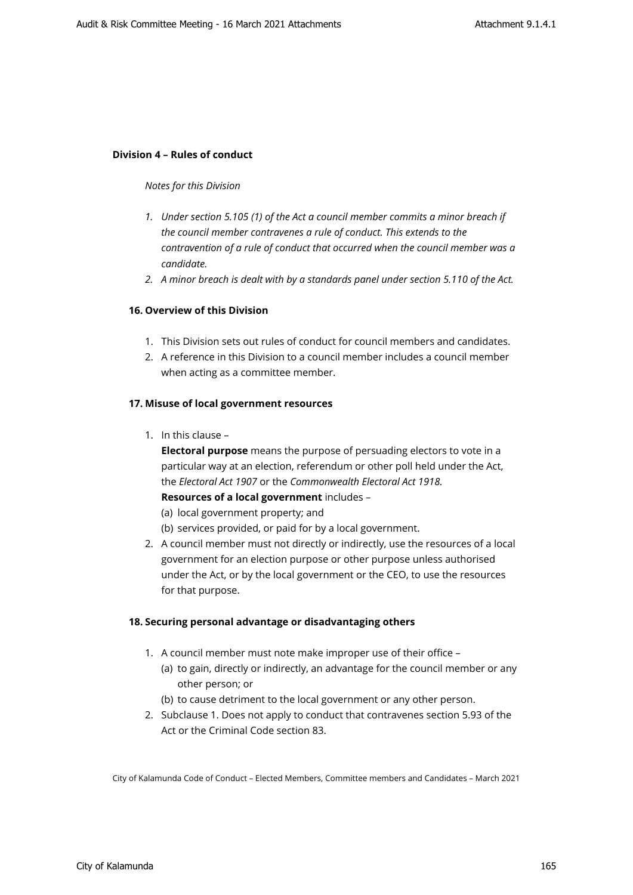## Division 4 – Rules of conduct

*Notes for this Division*

1. *Under section 5.105 (1) of the Act a council member commits a minor breach if the council member contravenes a rule of conduct. This extends to the contravention of a rule of conduct that occurred when the council member was a candidate.*
2. *A minor breach is dealt with by a standards panel under section 5.110 of the Act.*

### 16. Overview of this Division

1. This Division sets out rules of conduct for council members and candidates.
2. A reference in this Division to a council member includes a council member when acting as a committee member.

### 17. Misuse of local government resources

1. In this clause –

   **Electoral purpose** means the purpose of persuading electors to vote in a particular way at an election, referendum or other poll held under the Act, the *Electoral Act 1907* or the *Commonwealth Electoral Act 1918.*

   **Resources of a local government** includes –

   (a) local government property; and

   (b) services provided, or paid for by a local government.
2. A council member must not directly or indirectly, use the resources of a local government for an election purpose or other purpose unless authorised under the Act, or by the local government or the CEO, to use the resources for that purpose.

### 18. Securing personal advantage or disadvantaging others

1. A council member must note make improper use of their office –

   (a) to gain, directly or indirectly, an advantage for the council member or any other person; or

   (b) to cause detriment to the local government or any other person.
2. Subclause 1. Does not apply to conduct that contravenes section 5.93 of the Act or the Criminal Code section 83.

City of Kalamunda Code of Conduct – Elected Members, Committee members and Candidates – March 2021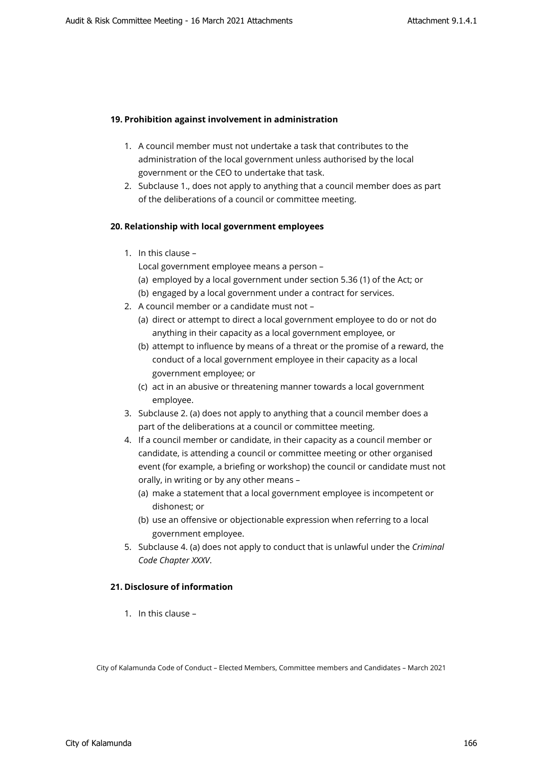#### 19. Prohibition against involvement in administration

1. A council member must not undertake a task that contributes to the administration of the local government unless authorised by the local government or the CEO to undertake that task.
2. Subclause 1., does not apply to anything that a council member does as part of the deliberations of a council or committee meeting.

#### 20. Relationship with local government employees

1. In this clause –
   Local government employee means a person –
   (a) employed by a local government under section 5.36 (1) of the Act; or
   (b) engaged by a local government under a contract for services.
2. A council member or a candidate must not –
   (a) direct or attempt to direct a local government employee to do or not do anything in their capacity as a local government employee, or
   (b) attempt to influence by means of a threat or the promise of a reward, the conduct of a local government employee in their capacity as a local government employee; or
   (c) act in an abusive or threatening manner towards a local government employee.
3. Subclause 2. (a) does not apply to anything that a council member does a part of the deliberations at a council or committee meeting.
4. If a council member or candidate, in their capacity as a council member or candidate, is attending a council or committee meeting or other organised event (for example, a briefing or workshop) the council or candidate must not orally, in writing or by any other means –
   (a) make a statement that a local government employee is incompetent or dishonest; or
   (b) use an offensive or objectionable expression when referring to a local government employee.
5. Subclause 4. (a) does not apply to conduct that is unlawful under the *Criminal Code Chapter XXXV*.

#### 21. Disclosure of information

1. In this clause –

City of Kalamunda Code of Conduct – Elected Members, Committee members and Candidates – March 2021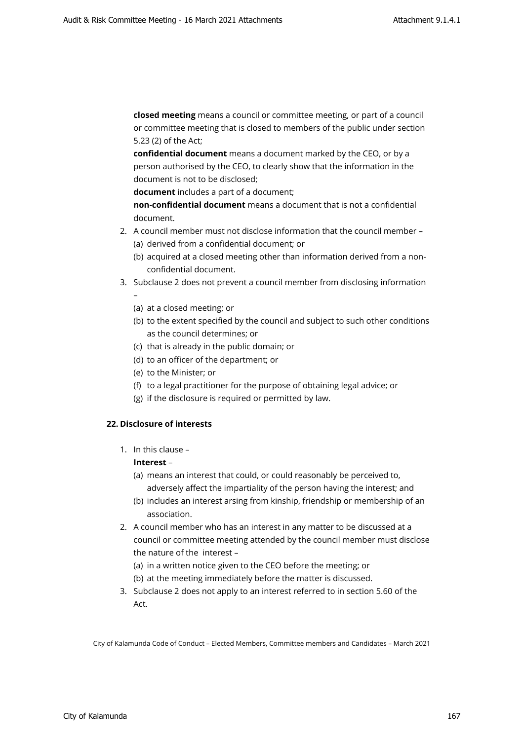**closed meeting** means a council or committee meeting, or part of a council or committee meeting that is closed to members of the public under section 5.23 (2) of the Act;

**confidential document** means a document marked by the CEO, or by a person authorised by the CEO, to clearly show that the information in the document is not to be disclosed;

**document** includes a part of a document;

**non-confidential document** means a document that is not a confidential document.

2. A council member must not disclose information that the council member –
   (a) derived from a confidential document; or
   (b) acquired at a closed meeting other than information derived from a non-confidential document.
3. Subclause 2 does not prevent a council member from disclosing information –
   (a) at a closed meeting; or
   (b) to the extent specified by the council and subject to such other conditions as the council determines; or
   (c) that is already in the public domain; or
   (d) to an officer of the department; or
   (e) to the Minister; or
   (f) to a legal practitioner for the purpose of obtaining legal advice; or
   (g) if the disclosure is required or permitted by law.

**22. Disclosure of interests**

1. In this clause –

   **Interest** –
   (a) means an interest that could, or could reasonably be perceived to, adversely affect the impartiality of the person having the interest; and
   (b) includes an interest arsing from kinship, friendship or membership of an association.
2. A council member who has an interest in any matter to be discussed at a council or committee meeting attended by the council member must disclose the nature of the interest –
   (a) in a written notice given to the CEO before the meeting; or
   (b) at the meeting immediately before the matter is discussed.
3. Subclause 2 does not apply to an interest referred to in section 5.60 of the Act.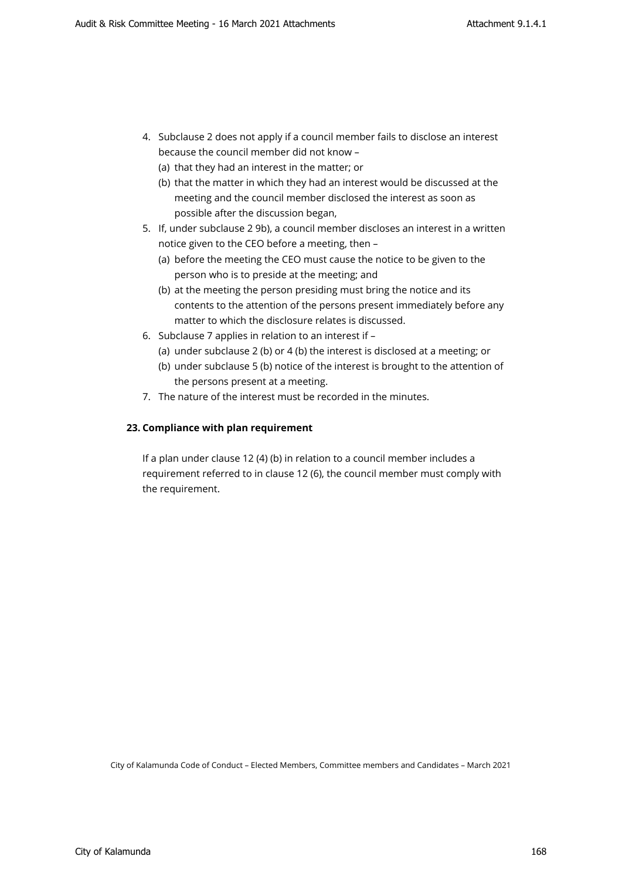4. Subclause 2 does not apply if a council member fails to disclose an interest because the council member did not know –
   (a) that they had an interest in the matter; or
   (b) that the matter in which they had an interest would be discussed at the meeting and the council member disclosed the interest as soon as possible after the discussion began,
5. If, under subclause 2 9b), a council member discloses an interest in a written notice given to the CEO before a meeting, then –
   (a) before the meeting the CEO must cause the notice to be given to the person who is to preside at the meeting; and
   (b) at the meeting the person presiding must bring the notice and its contents to the attention of the persons present immediately before any matter to which the disclosure relates is discussed.
6. Subclause 7 applies in relation to an interest if –
   (a) under subclause 2 (b) or 4 (b) the interest is disclosed at a meeting; or
   (b) under subclause 5 (b) notice of the interest is brought to the attention of the persons present at a meeting.
7. The nature of the interest must be recorded in the minutes.

**23. Compliance with plan requirement**

If a plan under clause 12 (4) (b) in relation to a council member includes a requirement referred to in clause 12 (6), the council member must comply with the requirement.